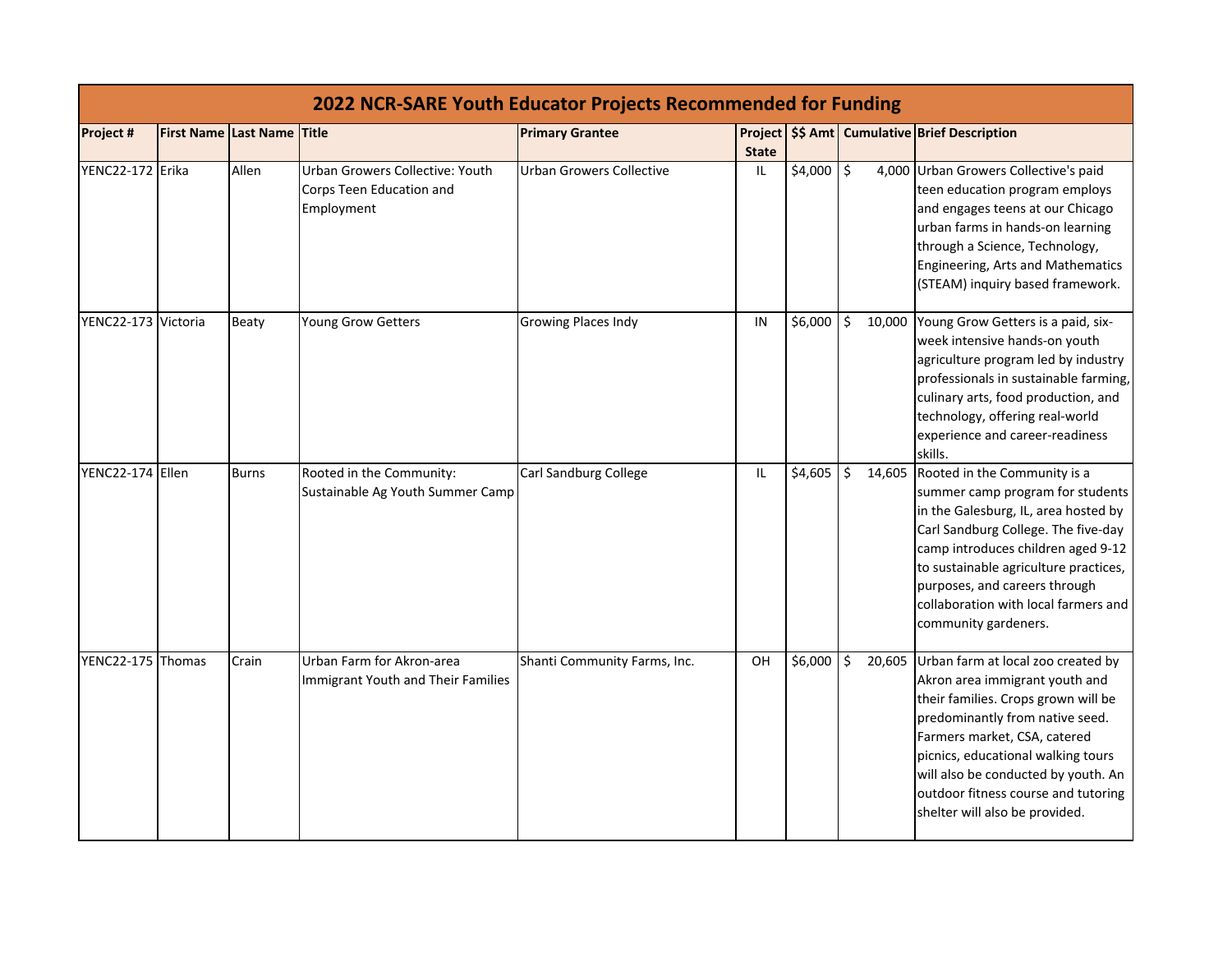# 2022 NCR-SARE Youth Educator Projects Recommended for Funding

| Project # | First Name | Last Name | Title | Primary Grantee | Project State | $$ Amt | Cumulative | Brief Description |
|---|---|---|---|---|---|---|---|---|
| YENC22-172 | Erika | Allen | Urban Growers Collective: Youth Corps Teen Education and Employment | Urban Growers Collective | IL | $4,000 | $ 4,000 | Urban Growers Collective's paid teen education program employs and engages teens at our Chicago urban farms in hands-on learning through a Science, Technology, Engineering, Arts and Mathematics (STEAM) inquiry based framework. |
| YENC22-173 | Victoria | Beaty | Young Grow Getters | Growing Places Indy | IN | $6,000 | $ 10,000 | Young Grow Getters is a paid, six-week intensive hands-on youth agriculture program led by industry professionals in sustainable farming, culinary arts, food production, and technology, offering real-world experience and career-readiness skills. |
| YENC22-174 | Ellen | Burns | Rooted in the Community: Sustainable Ag Youth Summer Camp | Carl Sandburg College | IL | $4,605 | $ 14,605 | Rooted in the Community is a summer camp program for students in the Galesburg, IL, area hosted by Carl Sandburg College. The five-day camp introduces children aged 9-12 to sustainable agriculture practices, purposes, and careers through collaboration with local farmers and community gardeners. |
| YENC22-175 | Thomas | Crain | Urban Farm for Akron-area Immigrant Youth and Their Families | Shanti Community Farms, Inc. | OH | $6,000 | $ 20,605 | Urban farm at local zoo created by Akron area immigrant youth and their families. Crops grown will be predominantly from native seed. Farmers market, CSA, catered picnics, educational walking tours will also be conducted by youth. An outdoor fitness course and tutoring shelter will also be provided. |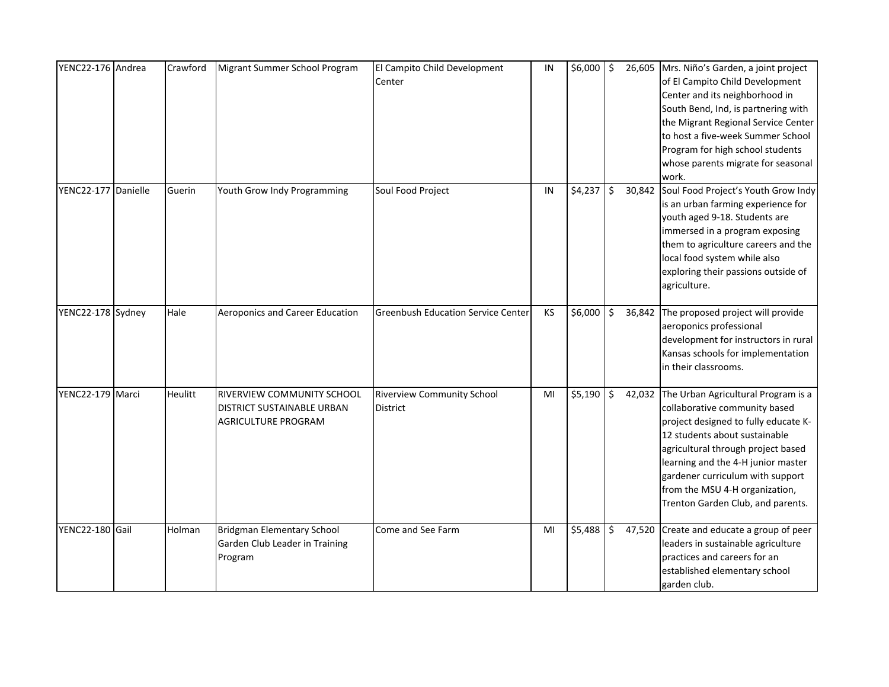| | | | | | | | |
|---|---|---|---|---|---|---|---|
| YENC22-176 | Andrea | Crawford | Migrant Summer School Program | El Campito Child Development Center | IN | $6,000 | $ 26,605 | Mrs. Niño's Garden, a joint project of El Campito Child Development Center and its neighborhood in South Bend, Ind, is partnering with the Migrant Regional Service Center to host a five-week Summer School Program for high school students whose parents migrate for seasonal work. |
| YENC22-177 | Danielle | Guerin | Youth Grow Indy Programming | Soul Food Project | IN | $4,237 | $ 30,842 | Soul Food Project's Youth Grow Indy is an urban farming experience for youth aged 9-18. Students are immersed in a program exposing them to agriculture careers and the local food system while also exploring their passions outside of agriculture. |
| YENC22-178 | Sydney | Hale | Aeroponics and Career Education | Greenbush Education Service Center | KS | $6,000 | $ 36,842 | The proposed project will provide aeroponics professional development for instructors in rural Kansas schools for implementation in their classrooms. |
| YENC22-179 | Marci | Heulitt | RIVERVIEW COMMUNITY SCHOOL DISTRICT SUSTAINABLE URBAN AGRICULTURE PROGRAM | Riverview Community School District | MI | $5,190 | $ 42,032 | The Urban Agricultural Program is a collaborative community based project designed to fully educate K-12 students about sustainable agricultural through project based learning and the 4-H junior master gardener curriculum with support from the MSU 4-H organization, Trenton Garden Club, and parents. |
| YENC22-180 | Gail | Holman | Bridgman Elementary School Garden Club Leader in Training Program | Come and See Farm | MI | $5,488 | $ 47,520 | Create and educate a group of peer leaders in sustainable agriculture practices and careers for an established elementary school garden club. |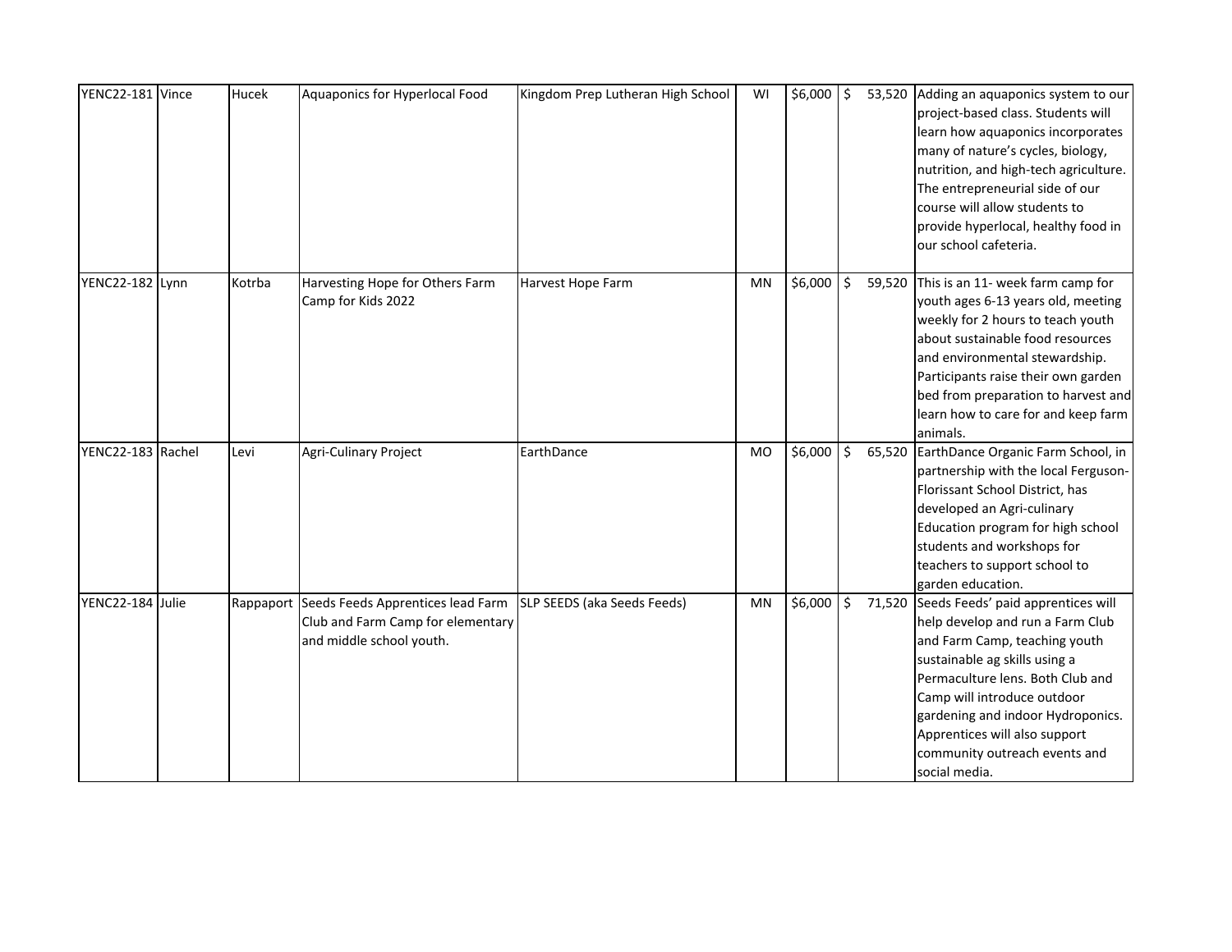| YENC22-181 | Vince | Hucek | Aquaponics for Hyperlocal Food | Kingdom Prep Lutheran High School | WI | $6,000 | $ 53,520 | Adding an aquaponics system to our project-based class. Students will learn how aquaponics incorporates many of nature's cycles, biology, nutrition, and high-tech agriculture. The entrepreneurial side of our course will allow students to provide hyperlocal, healthy food in our school cafeteria. |
|---|---|---|---|---|---|---|---|---|
| YENC22-182 | Lynn | Kotrba | Harvesting Hope for Others Farm Camp for Kids 2022 | Harvest Hope Farm | MN | $6,000 | $ 59,520 | This is an 11- week farm camp for youth ages 6-13 years old, meeting weekly for 2 hours to teach youth about sustainable food resources and environmental stewardship. Participants raise their own garden bed from preparation to harvest and learn how to care for and keep farm animals. |
| YENC22-183 | Rachel | Levi | Agri-Culinary Project | EarthDance | MO | $6,000 | $ 65,520 | EarthDance Organic Farm School, in partnership with the local Ferguson-Florissant School District, has developed an Agri-culinary Education program for high school students and workshops for teachers to support school to garden education. |
| YENC22-184 | Julie | Rappaport | Seeds Feeds Apprentices lead Farm Club and Farm Camp for elementary and middle school youth. | SLP SEEDS (aka Seeds Feeds) | MN | $6,000 | $ 71,520 | Seeds Feeds' paid apprentices will help develop and run a Farm Club and Farm Camp, teaching youth sustainable ag skills using a Permaculture lens. Both Club and Camp will introduce outdoor gardening and indoor Hydroponics. Apprentices will also support community outreach events and social media. |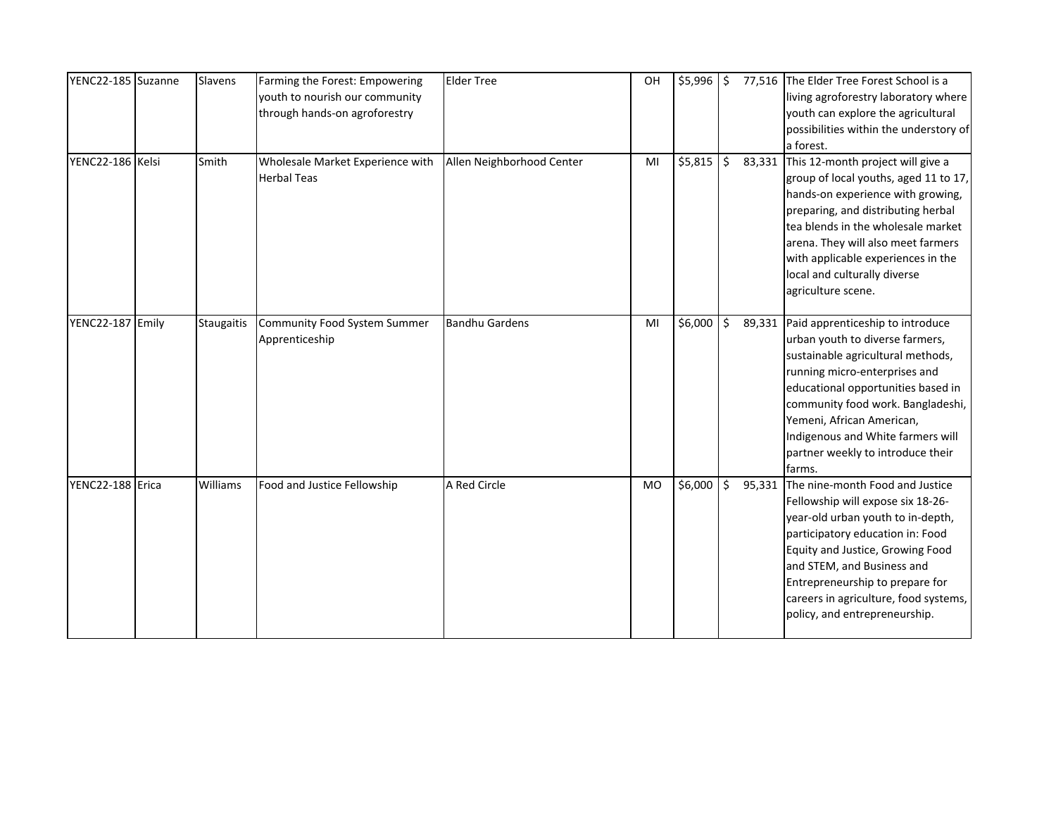| YENC22-185 | Suzanne | Slavens | Farming the Forest: Empowering youth to nourish our community through hands-on agroforestry | Elder Tree | OH | $5,996 | $ 77,516 | The Elder Tree Forest School is a living agroforestry laboratory where youth can explore the agricultural possibilities within the understory of a forest. |
|---|---|---|---|---|---|---|---|---|
| YENC22-186 | Kelsi | Smith | Wholesale Market Experience with Herbal Teas | Allen Neighborhood Center | MI | $5,815 | $ 83,331 | This 12-month project will give a group of local youths, aged 11 to 17, hands-on experience with growing, preparing, and distributing herbal tea blends in the wholesale market arena. They will also meet farmers with applicable experiences in the local and culturally diverse agriculture scene. |
| YENC22-187 | Emily | Staugaitis | Community Food System Summer Apprenticeship | Bandhu Gardens | MI | $6,000 | $ 89,331 | Paid apprenticeship to introduce urban youth to diverse farmers, sustainable agricultural methods, running micro-enterprises and educational opportunities based in community food work. Bangladeshi, Yemeni, African American, Indigenous and White farmers will partner weekly to introduce their farms. |
| YENC22-188 | Erica | Williams | Food and Justice Fellowship | A Red Circle | MO | $6,000 | $ 95,331 | The nine-month Food and Justice Fellowship will expose six 18-26-year-old urban youth to in-depth, participatory education in: Food Equity and Justice, Growing Food and STEM, and Business and Entrepreneurship to prepare for careers in agriculture, food systems, policy, and entrepreneurship. |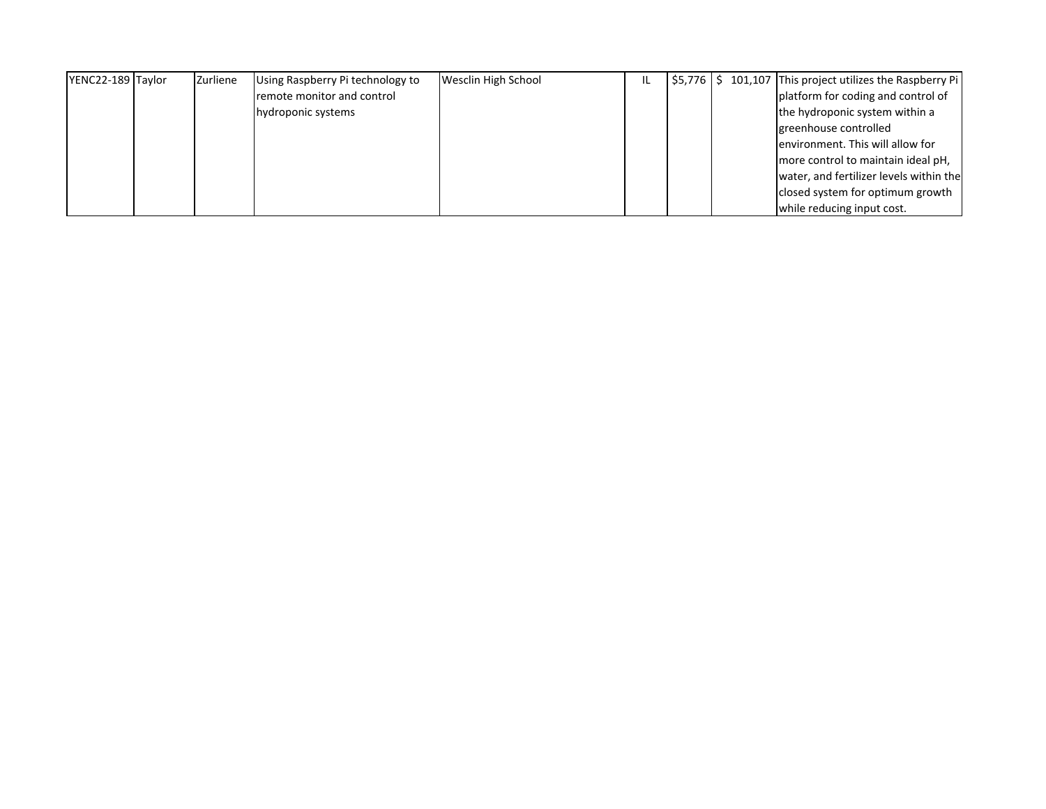| | | | | | | | | |
|---|---|---|---|---|---|---|---|---|
| YENC22-189 | Taylor | Zurliene | Using Raspberry Pi technology to remote monitor and control hydroponic systems | Wesclin High School | IL | $5,776 | $ 101,107 | This project utilizes the Raspberry Pi platform for coding and control of the hydroponic system within a greenhouse controlled environment. This will allow for more control to maintain ideal pH, water, and fertilizer levels within the closed system for optimum growth while reducing input cost. |